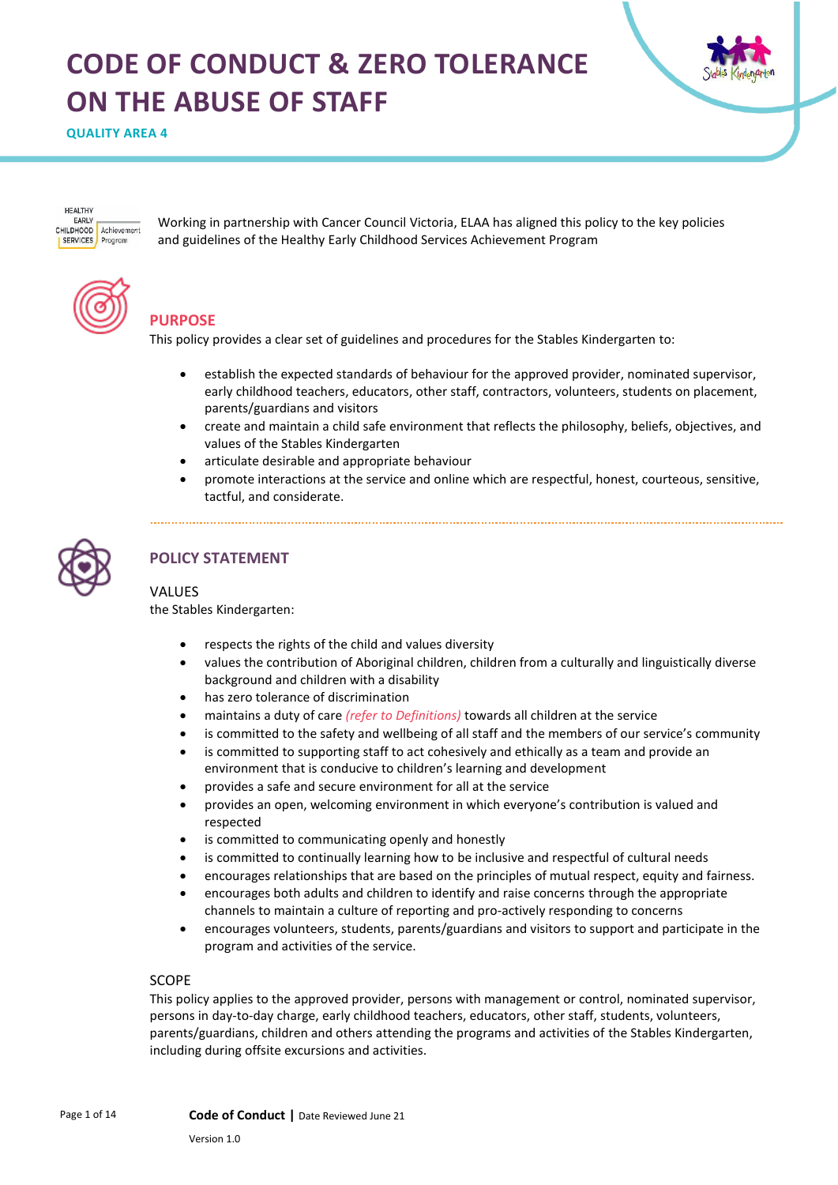# CODE OF CONDUCT & ZERO TOLERANCE ON THE ABUSE OF STAFF

**QUALITY AREA 4**

Working in partnership with Cancer Council Victoria, ELAA has aligned this policy to the key policies and guidelines of the Healthy Early Childhood Services Achievement Program

## PURPOSE

This policy provides a clear set of guidelines and procedures for the Stables Kindergarten to:

- establish the expected standards of behaviour for the approved provider, nominated supervisor, early childhood teachers, educators, other staff, contractors, volunteers, students on placement, parents/guardians and visitors
- create and maintain a child safe environment that reflects the philosophy, beliefs, objectives, and values of the Stables Kindergarten
- articulate desirable and appropriate behaviour
- promote interactions at the service and online which are respectful, honest, courteous, sensitive, tactful, and considerate.

## POLICY STATEMENT

### VALUES

the Stables Kindergarten:

- respects the rights of the child and values diversity
- values the contribution of Aboriginal children, children from a culturally and linguistically diverse background and children with a disability
- has zero tolerance of discrimination
- maintains a duty of care *(refer to Definitions)* towards all children at the service
- is committed to the safety and wellbeing of all staff and the members of our service's community
- is committed to supporting staff to act cohesively and ethically as a team and provide an environment that is conducive to children's learning and development
- provides a safe and secure environment for all at the service
- provides an open, welcoming environment in which everyone's contribution is valued and respected
- is committed to communicating openly and honestly
- is committed to continually learning how to be inclusive and respectful of cultural needs
- encourages relationships that are based on the principles of mutual respect, equity and fairness.
- encourages both adults and children to identify and raise concerns through the appropriate channels to maintain a culture of reporting and pro-actively responding to concerns
- encourages volunteers, students, parents/guardians and visitors to support and participate in the program and activities of the service.

### SCOPE

This policy applies to the approved provider, persons with management or control, nominated supervisor, persons in day-to-day charge, early childhood teachers, educators, other staff, students, volunteers, parents/guardians, children and others attending the programs and activities of the Stables Kindergarten, including during offsite excursions and activities.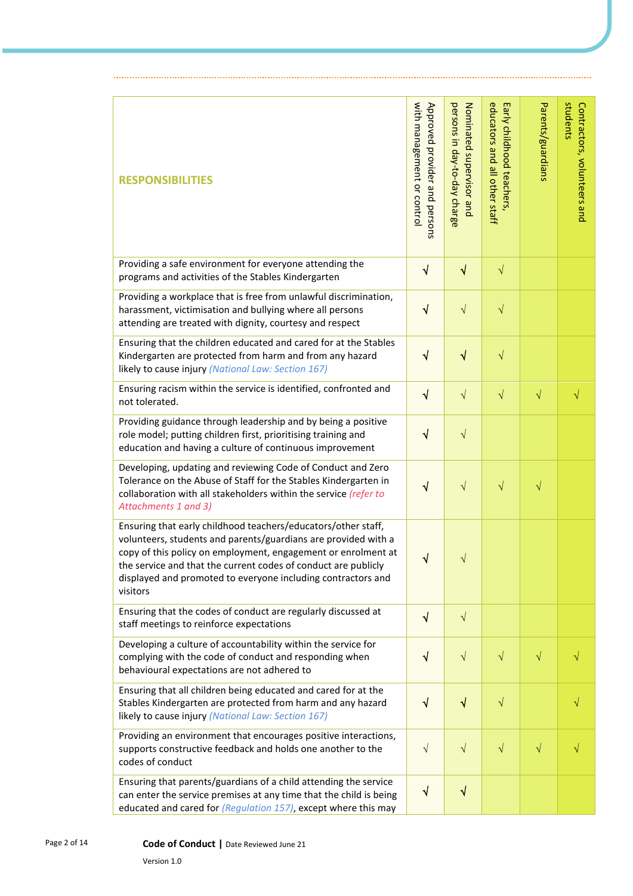| RESPONSIBILITIES | Approved provider and persons with management or control | Nominated supervisor and persons in day-to-day charge | Early childhood teachers, educators and all other staff | Parents/guardians | Contractors, volunteers and students |
|---|---|---|---|---|---|
| Providing a safe environment for everyone attending the programs and activities of the Stables Kindergarten | √ | √ | √ | | |
| Providing a workplace that is free from unlawful discrimination, harassment, victimisation and bullying where all persons attending are treated with dignity, courtesy and respect | √ | √ | √ | | |
| Ensuring that the children educated and cared for at the Stables Kindergarten are protected from harm and from any hazard likely to cause injury *(National Law: Section 167)* | √ | √ | √ | | |
| Ensuring racism within the service is identified, confronted and not tolerated. | √ | √ | √ | √ | √ |
| Providing guidance through leadership and by being a positive role model; putting children first, prioritising training and education and having a culture of continuous improvement | √ | √ | | | |
| Developing, updating and reviewing Code of Conduct and Zero Tolerance on the Abuse of Staff for the Stables Kindergarten in collaboration with all stakeholders within the service *(refer to Attachments 1 and 3)* | √ | √ | √ | √ | |
| Ensuring that early childhood teachers/educators/other staff, volunteers, students and parents/guardians are provided with a copy of this policy on employment, engagement or enrolment at the service and that the current codes of conduct are publicly displayed and promoted to everyone including contractors and visitors | √ | √ | | | |
| Ensuring that the codes of conduct are regularly discussed at staff meetings to reinforce expectations | √ | √ | | | |
| Developing a culture of accountability within the service for complying with the code of conduct and responding when behavioural expectations are not adhered to | √ | √ | √ | √ | √ |
| Ensuring that all children being educated and cared for at the Stables Kindergarten are protected from harm and any hazard likely to cause injury *(National Law: Section 167)* | √ | √ | √ | | √ |
| Providing an environment that encourages positive interactions, supports constructive feedback and holds one another to the codes of conduct | √ | √ | √ | √ | √ |
| Ensuring that parents/guardians of a child attending the service can enter the service premises at any time that the child is being educated and cared for *(Regulation 157)*, except where this may | √ | √ | | | |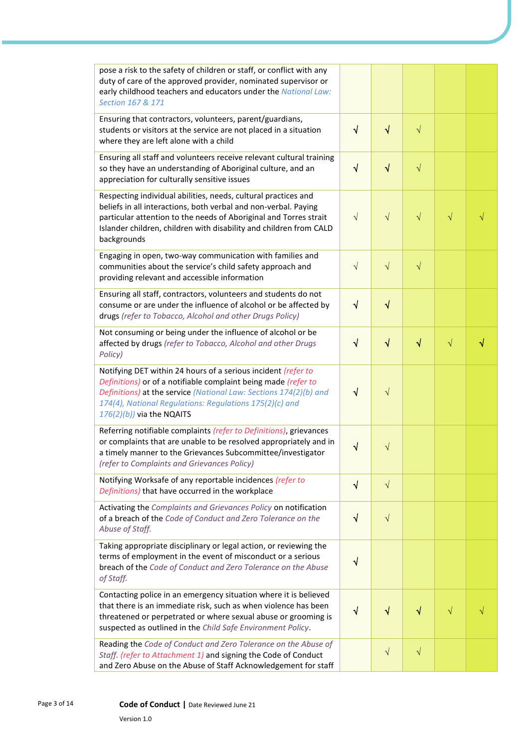| | | | | | |
|---|---|---|---|---|---|
| pose a risk to the safety of children or staff, or conflict with any duty of care of the approved provider, nominated supervisor or early childhood teachers and educators under the *National Law: Section 167 & 171* | | | | | |
| Ensuring that contractors, volunteers, parent/guardians, students or visitors at the service are not placed in a situation where they are left alone with a child | √ | √ | √ | | |
| Ensuring all staff and volunteers receive relevant cultural training so they have an understanding of Aboriginal culture, and an appreciation for culturally sensitive issues | √ | √ | √ | | |
| Respecting individual abilities, needs, cultural practices and beliefs in all interactions, both verbal and non-verbal. Paying particular attention to the needs of Aboriginal and Torres strait Islander children, children with disability and children from CALD backgrounds | √ | √ | √ | √ | √ |
| Engaging in open, two-way communication with families and communities about the service's child safety approach and providing relevant and accessible information | √ | √ | √ | | |
| Ensuring all staff, contractors, volunteers and students do not consume or are under the influence of alcohol or be affected by drugs *(refer to Tobacco, Alcohol and other Drugs Policy)* | √ | √ | | | |
| Not consuming or being under the influence of alcohol or be affected by drugs *(refer to Tobacco, Alcohol and other Drugs Policy)* | √ | √ | √ | √ | √ |
| Notifying DET within 24 hours of a serious incident *(refer to Definitions)* or of a notifiable complaint being made *(refer to Definitions)* at the service *(National Law: Sections 174(2)(b) and 174(4), National Regulations: Regulations 175(2)(c) and 176(2)(b))* via the NQAITS | √ | √ | | | |
| Referring notifiable complaints *(refer to Definitions)*, grievances or complaints that are unable to be resolved appropriately and in a timely manner to the Grievances Subcommittee/investigator *(refer to Complaints and Grievances Policy)* | √ | √ | | | |
| Notifying Worksafe of any reportable incidences *(refer to Definitions)* that have occurred in the workplace | √ | √ | | | |
| Activating the *Complaints and Grievances Policy* on notification of a breach of the *Code of Conduct and Zero Tolerance on the Abuse of Staff.* | √ | √ | | | |
| Taking appropriate disciplinary or legal action, or reviewing the terms of employment in the event of misconduct or a serious breach of the *Code of Conduct and Zero Tolerance on the Abuse of Staff.* | √ | | | | |
| Contacting police in an emergency situation where it is believed that there is an immediate risk, such as when violence has been threatened or perpetrated or where sexual abuse or grooming is suspected as outlined in the *Child Safe Environment Policy*. | √ | √ | √ | √ | √ |
| Reading the *Code of Conduct and Zero Tolerance on the Abuse of Staff. (refer to Attachment 1)* and signing the Code of Conduct and Zero Abuse on the Abuse of Staff Acknowledgement for staff | | √ | √ | | |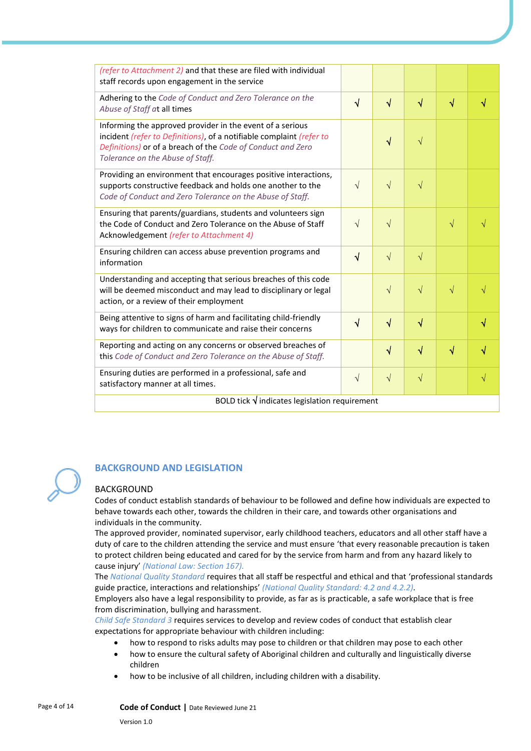| | | | | | |
|---|---|---|---|---|---|
| *(refer to Attachment 2)* and that these are filed with individual staff records upon engagement in the service | | | | | |
| Adhering to the *Code of Conduct and Zero Tolerance on the Abuse of Staff* at all times | **√** | **√** | **√** | **√** | **√** |
| Informing the approved provider in the event of a serious incident *(refer to Definitions)*, of a notifiable complaint *(refer to Definitions)* or of a breach of the *Code of Conduct and Zero Tolerance on the Abuse of Staff.* | | **√** | √ | | |
| Providing an environment that encourages positive interactions, supports constructive feedback and holds one another to the *Code of Conduct and Zero Tolerance on the Abuse of Staff.* | √ | √ | √ | | |
| Ensuring that parents/guardians, students and volunteers sign the Code of Conduct and Zero Tolerance on the Abuse of Staff Acknowledgement *(refer to Attachment 4)* | √ | √ | | √ | √ |
| Ensuring children can access abuse prevention programs and information | **√** | √ | √ | | |
| Understanding and accepting that serious breaches of this code will be deemed misconduct and may lead to disciplinary or legal action, or a review of their employment | | √ | √ | √ | √ |
| Being attentive to signs of harm and facilitating child-friendly ways for children to communicate and raise their concerns | **√** | **√** | **√** | | **√** |
| Reporting and acting on any concerns or observed breaches of this *Code of Conduct and Zero Tolerance on the Abuse of Staff.* | | **√** | **√** | **√** | **√** |
| Ensuring duties are performed in a professional, safe and satisfactory manner at all times. | √ | √ | √ | | √ |
| BOLD tick **√** indicates legislation requirement | | | | | |

## BACKGROUND AND LEGISLATION

### BACKGROUND

Codes of conduct establish standards of behaviour to be followed and define how individuals are expected to behave towards each other, towards the children in their care, and towards other organisations and individuals in the community.

The approved provider, nominated supervisor, early childhood teachers, educators and all other staff have a duty of care to the children attending the service and must ensure 'that every reasonable precaution is taken to protect children being educated and cared for by the service from harm and from any hazard likely to cause injury' *(National Law: Section 167).*

The *National Quality Standard* requires that all staff be respectful and ethical and that 'professional standards guide practice, interactions and relationships' *(National Quality Standard: 4.2 and 4.2.2)*.

Employers also have a legal responsibility to provide, as far as is practicable, a safe workplace that is free from discrimination, bullying and harassment.

*Child Safe Standard 3* requires services to develop and review codes of conduct that establish clear expectations for appropriate behaviour with children including:

- how to respond to risks adults may pose to children or that children may pose to each other
- how to ensure the cultural safety of Aboriginal children and culturally and linguistically diverse children
- how to be inclusive of all children, including children with a disability.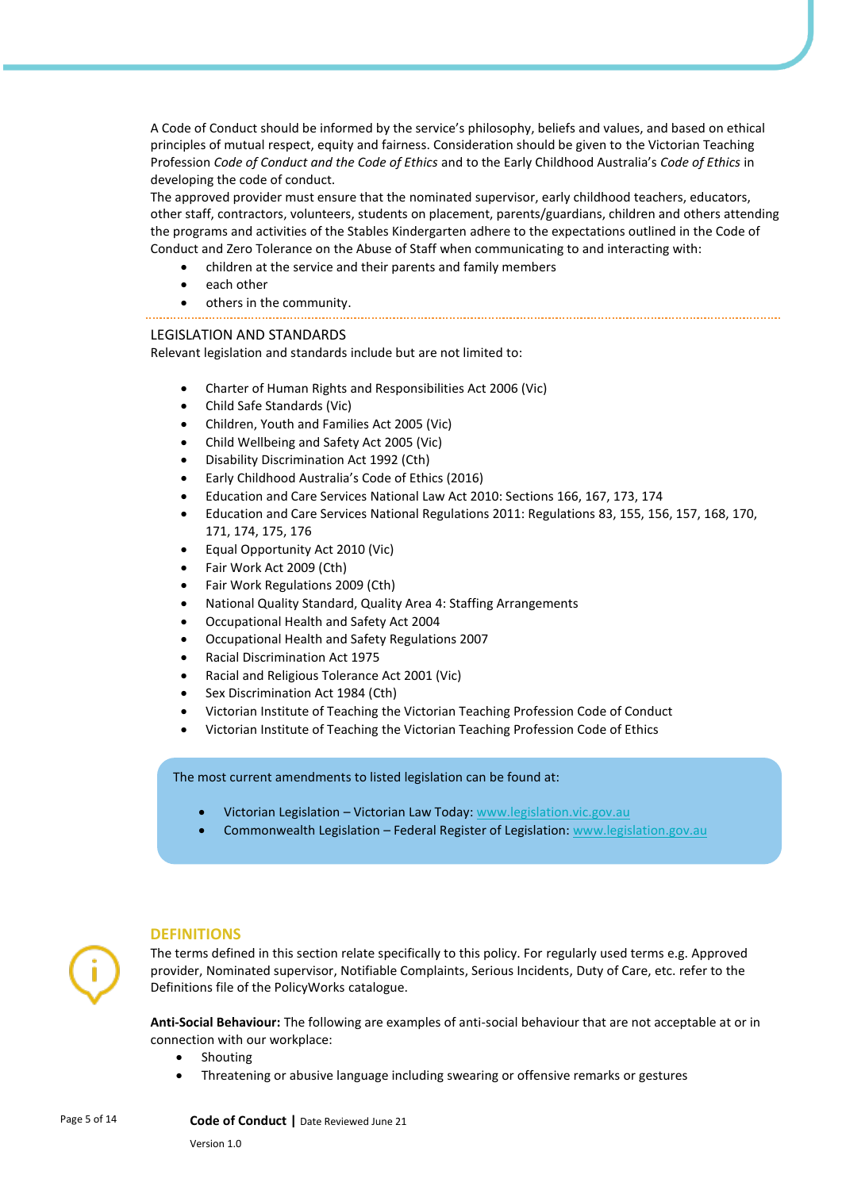A Code of Conduct should be informed by the service's philosophy, beliefs and values, and based on ethical principles of mutual respect, equity and fairness. Consideration should be given to the Victorian Teaching Profession *Code of Conduct and the Code of Ethics* and to the Early Childhood Australia's *Code of Ethics* in developing the code of conduct.

The approved provider must ensure that the nominated supervisor, early childhood teachers, educators, other staff, contractors, volunteers, students on placement, parents/guardians, children and others attending the programs and activities of the Stables Kindergarten adhere to the expectations outlined in the Code of Conduct and Zero Tolerance on the Abuse of Staff when communicating to and interacting with:

- children at the service and their parents and family members
- each other
- others in the community.

## LEGISLATION AND STANDARDS

Relevant legislation and standards include but are not limited to:

- Charter of Human Rights and Responsibilities Act 2006 (Vic)
- Child Safe Standards (Vic)
- Children, Youth and Families Act 2005 (Vic)
- Child Wellbeing and Safety Act 2005 (Vic)
- Disability Discrimination Act 1992 (Cth)
- Early Childhood Australia's Code of Ethics (2016)
- Education and Care Services National Law Act 2010: Sections 166, 167, 173, 174
- Education and Care Services National Regulations 2011: Regulations 83, 155, 156, 157, 168, 170, 171, 174, 175, 176
- Equal Opportunity Act 2010 (Vic)
- Fair Work Act 2009 (Cth)
- Fair Work Regulations 2009 (Cth)
- National Quality Standard, Quality Area 4: Staffing Arrangements
- Occupational Health and Safety Act 2004
- Occupational Health and Safety Regulations 2007
- Racial Discrimination Act 1975
- Racial and Religious Tolerance Act 2001 (Vic)
- Sex Discrimination Act 1984 (Cth)
- Victorian Institute of Teaching the Victorian Teaching Profession Code of Conduct
- Victorian Institute of Teaching the Victorian Teaching Profession Code of Ethics

The most current amendments to listed legislation can be found at:

- Victorian Legislation – Victorian Law Today: www.legislation.vic.gov.au
- Commonwealth Legislation – Federal Register of Legislation: www.legislation.gov.au

## DEFINITIONS

The terms defined in this section relate specifically to this policy. For regularly used terms e.g. Approved provider, Nominated supervisor, Notifiable Complaints, Serious Incidents, Duty of Care, etc. refer to the Definitions file of the PolicyWorks catalogue.

**Anti-Social Behaviour:** The following are examples of anti-social behaviour that are not acceptable at or in connection with our workplace:

- Shouting
- Threatening or abusive language including swearing or offensive remarks or gestures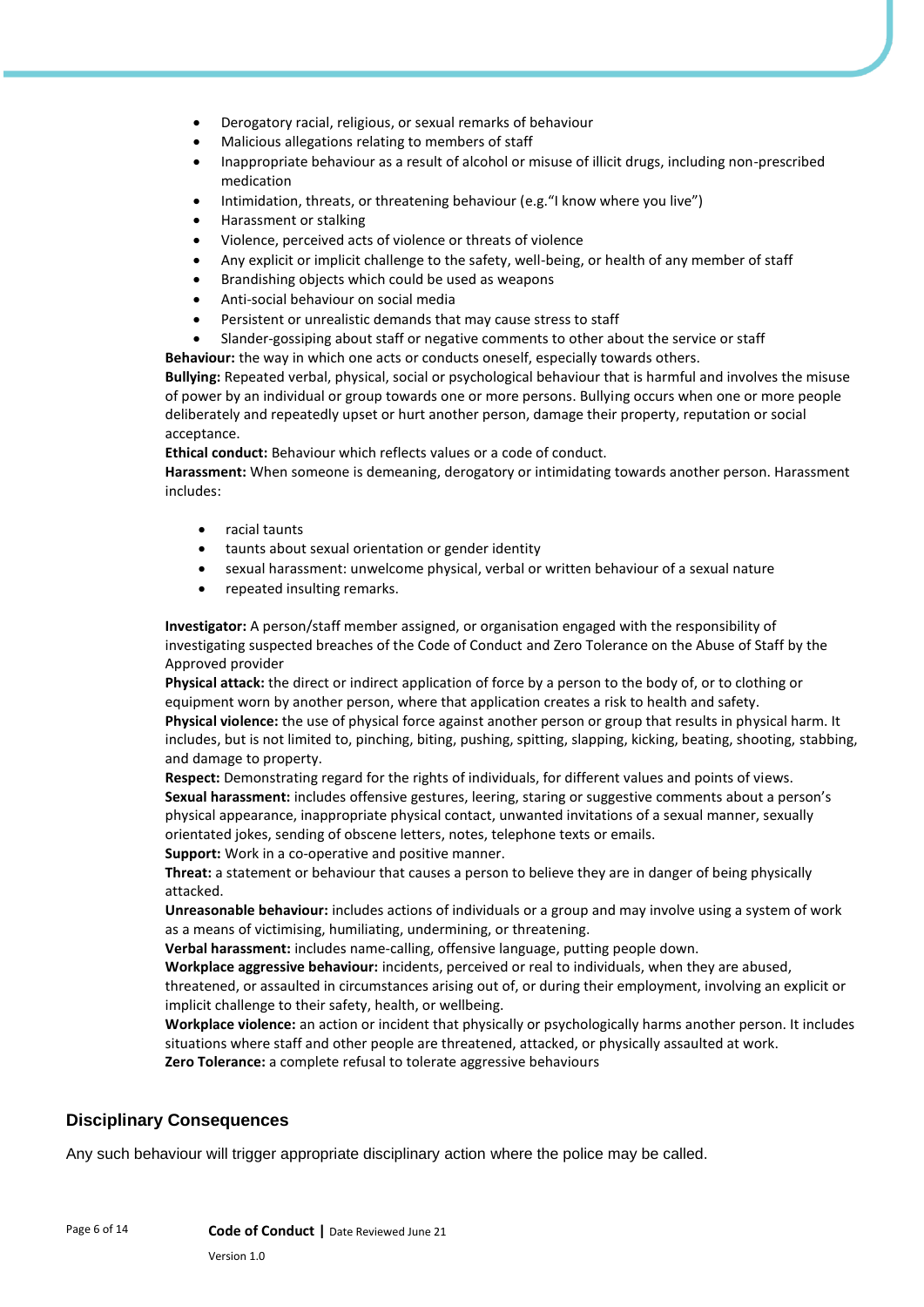- Derogatory racial, religious, or sexual remarks of behaviour
- Malicious allegations relating to members of staff
- Inappropriate behaviour as a result of alcohol or misuse of illicit drugs, including non-prescribed medication
- Intimidation, threats, or threatening behaviour (e.g."I know where you live")
- Harassment or stalking
- Violence, perceived acts of violence or threats of violence
- Any explicit or implicit challenge to the safety, well-being, or health of any member of staff
- Brandishing objects which could be used as weapons
- Anti-social behaviour on social media
- Persistent or unrealistic demands that may cause stress to staff
- Slander-gossiping about staff or negative comments to other about the service or staff

**Behaviour:** the way in which one acts or conducts oneself, especially towards others.

**Bullying:** Repeated verbal, physical, social or psychological behaviour that is harmful and involves the misuse of power by an individual or group towards one or more persons. Bullying occurs when one or more people deliberately and repeatedly upset or hurt another person, damage their property, reputation or social acceptance.

**Ethical conduct:** Behaviour which reflects values or a code of conduct.

**Harassment:** When someone is demeaning, derogatory or intimidating towards another person. Harassment includes:

- racial taunts
- taunts about sexual orientation or gender identity
- sexual harassment: unwelcome physical, verbal or written behaviour of a sexual nature
- repeated insulting remarks.

**Investigator:** A person/staff member assigned, or organisation engaged with the responsibility of investigating suspected breaches of the Code of Conduct and Zero Tolerance on the Abuse of Staff by the Approved provider

**Physical attack:** the direct or indirect application of force by a person to the body of, or to clothing or equipment worn by another person, where that application creates a risk to health and safety.

**Physical violence:** the use of physical force against another person or group that results in physical harm. It includes, but is not limited to, pinching, biting, pushing, spitting, slapping, kicking, beating, shooting, stabbing, and damage to property.

**Respect:** Demonstrating regard for the rights of individuals, for different values and points of views.

**Sexual harassment:** includes offensive gestures, leering, staring or suggestive comments about a person's physical appearance, inappropriate physical contact, unwanted invitations of a sexual manner, sexually orientated jokes, sending of obscene letters, notes, telephone texts or emails.

**Support:** Work in a co-operative and positive manner.

**Threat:** a statement or behaviour that causes a person to believe they are in danger of being physically attacked.

**Unreasonable behaviour:** includes actions of individuals or a group and may involve using a system of work as a means of victimising, humiliating, undermining, or threatening.

**Verbal harassment:** includes name-calling, offensive language, putting people down.

**Workplace aggressive behaviour:** incidents, perceived or real to individuals, when they are abused, threatened, or assaulted in circumstances arising out of, or during their employment, involving an explicit or implicit challenge to their safety, health, or wellbeing.

**Workplace violence:** an action or incident that physically or psychologically harms another person. It includes situations where staff and other people are threatened, attacked, or physically assaulted at work.

**Zero Tolerance:** a complete refusal to tolerate aggressive behaviours

## Disciplinary Consequences

Any such behaviour will trigger appropriate disciplinary action where the police may be called.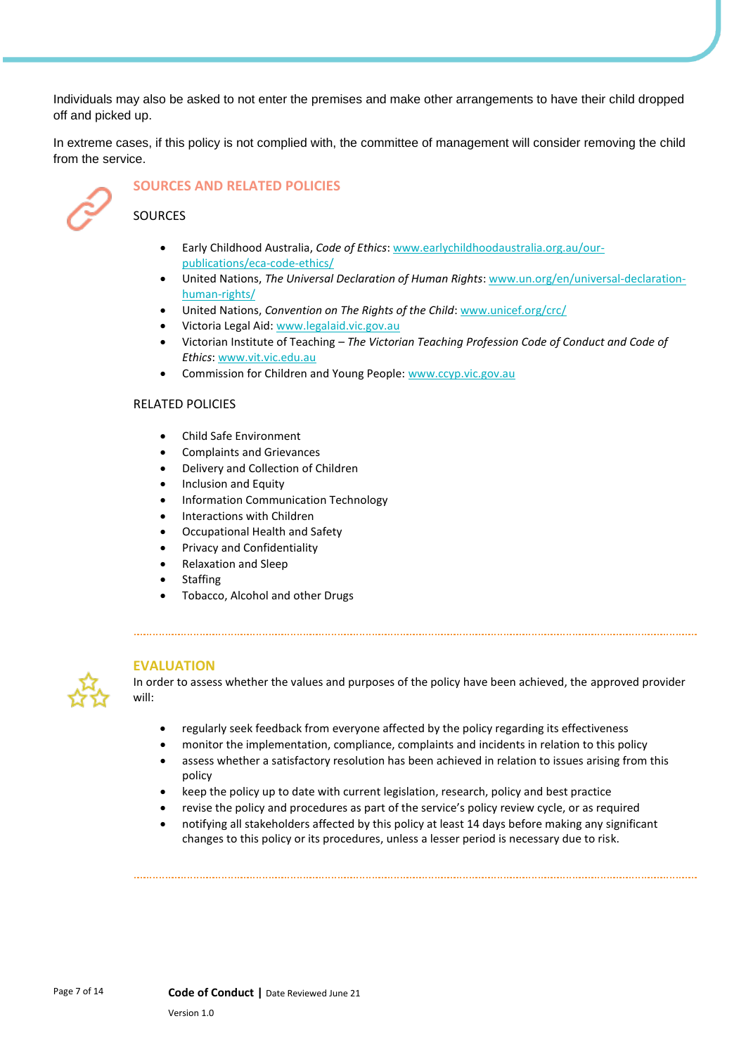Individuals may also be asked to not enter the premises and make other arrangements to have their child dropped off and picked up.

In extreme cases, if this policy is not complied with, the committee of management will consider removing the child from the service.

## SOURCES AND RELATED POLICIES

### SOURCES

- Early Childhood Australia, *Code of Ethics*: www.earlychildhoodaustralia.org.au/our-publications/eca-code-ethics/
- United Nations, *The Universal Declaration of Human Rights*: www.un.org/en/universal-declaration-human-rights/
- United Nations, *Convention on The Rights of the Child*: www.unicef.org/crc/
- Victoria Legal Aid: www.legalaid.vic.gov.au
- Victorian Institute of Teaching – *The Victorian Teaching Profession Code of Conduct and Code of Ethics*: www.vit.vic.edu.au
- Commission for Children and Young People: www.ccyp.vic.gov.au

### RELATED POLICIES

- Child Safe Environment
- Complaints and Grievances
- Delivery and Collection of Children
- Inclusion and Equity
- Information Communication Technology
- Interactions with Children
- Occupational Health and Safety
- Privacy and Confidentiality
- Relaxation and Sleep
- Staffing
- Tobacco, Alcohol and other Drugs

## EVALUATION

In order to assess whether the values and purposes of the policy have been achieved, the approved provider will:

- regularly seek feedback from everyone affected by the policy regarding its effectiveness
- monitor the implementation, compliance, complaints and incidents in relation to this policy
- assess whether a satisfactory resolution has been achieved in relation to issues arising from this policy
- keep the policy up to date with current legislation, research, policy and best practice
- revise the policy and procedures as part of the service's policy review cycle, or as required
- notifying all stakeholders affected by this policy at least 14 days before making any significant changes to this policy or its procedures, unless a lesser period is necessary due to risk.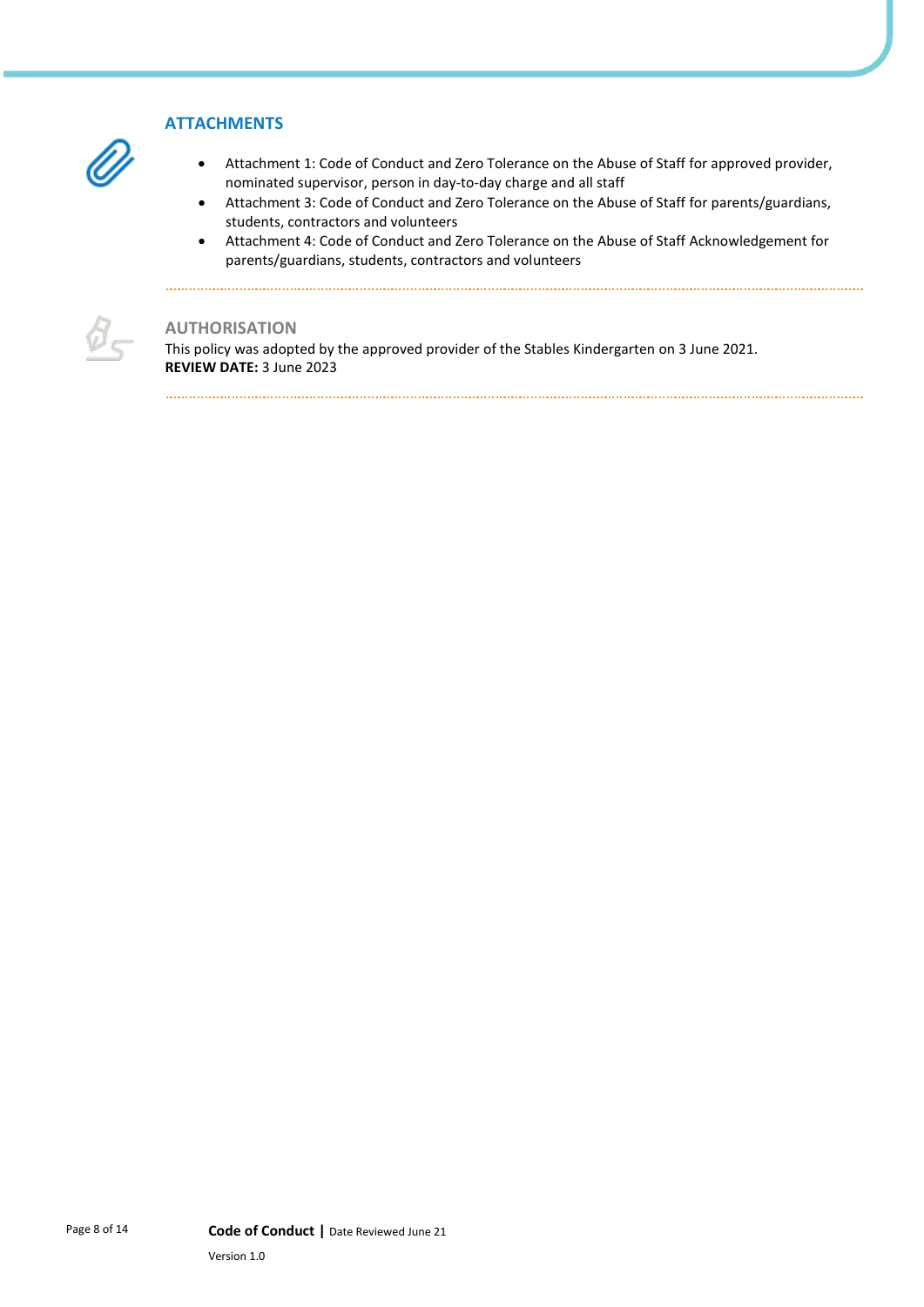## ATTACHMENTS

- Attachment 1: Code of Conduct and Zero Tolerance on the Abuse of Staff for approved provider, nominated supervisor, person in day-to-day charge and all staff
- Attachment 3: Code of Conduct and Zero Tolerance on the Abuse of Staff for parents/guardians, students, contractors and volunteers
- Attachment 4: Code of Conduct and Zero Tolerance on the Abuse of Staff Acknowledgement for parents/guardians, students, contractors and volunteers

## AUTHORISATION

This policy was adopted by the approved provider of the Stables Kindergarten on 3 June 2021.
**REVIEW DATE:** 3 June 2023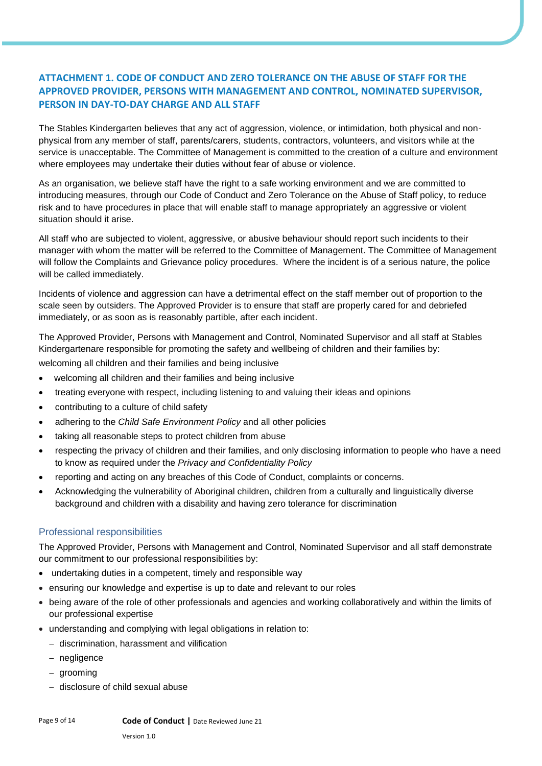## ATTACHMENT 1. CODE OF CONDUCT AND ZERO TOLERANCE ON THE ABUSE OF STAFF FOR THE APPROVED PROVIDER, PERSONS WITH MANAGEMENT AND CONTROL, NOMINATED SUPERVISOR, PERSON IN DAY-TO-DAY CHARGE AND ALL STAFF

The Stables Kindergarten believes that any act of aggression, violence, or intimidation, both physical and non-physical from any member of staff, parents/carers, students, contractors, volunteers, and visitors while at the service is unacceptable. The Committee of Management is committed to the creation of a culture and environment where employees may undertake their duties without fear of abuse or violence.

As an organisation, we believe staff have the right to a safe working environment and we are committed to introducing measures, through our Code of Conduct and Zero Tolerance on the Abuse of Staff policy, to reduce risk and to have procedures in place that will enable staff to manage appropriately an aggressive or violent situation should it arise.

All staff who are subjected to violent, aggressive, or abusive behaviour should report such incidents to their manager with whom the matter will be referred to the Committee of Management. The Committee of Management will follow the Complaints and Grievance policy procedures. Where the incident is of a serious nature, the police will be called immediately.

Incidents of violence and aggression can have a detrimental effect on the staff member out of proportion to the scale seen by outsiders. The Approved Provider is to ensure that staff are properly cared for and debriefed immediately, or as soon as is reasonably partible, after each incident.

The Approved Provider, Persons with Management and Control, Nominated Supervisor and all staff at Stables Kindergartenare responsible for promoting the safety and wellbeing of children and their families by:

welcoming all children and their families and being inclusive

- welcoming all children and their families and being inclusive
- treating everyone with respect, including listening to and valuing their ideas and opinions
- contributing to a culture of child safety
- adhering to the *Child Safe Environment Policy* and all other policies
- taking all reasonable steps to protect children from abuse
- respecting the privacy of children and their families, and only disclosing information to people who have a need to know as required under the *Privacy and Confidentiality Policy*
- reporting and acting on any breaches of this Code of Conduct, complaints or concerns.
- Acknowledging the vulnerability of Aboriginal children, children from a culturally and linguistically diverse background and children with a disability and having zero tolerance for discrimination

### Professional responsibilities

The Approved Provider, Persons with Management and Control, Nominated Supervisor and all staff demonstrate our commitment to our professional responsibilities by:

- undertaking duties in a competent, timely and responsible way
- ensuring our knowledge and expertise is up to date and relevant to our roles
- being aware of the role of other professionals and agencies and working collaboratively and within the limits of our professional expertise
- understanding and complying with legal obligations in relation to:
  - discrimination, harassment and vilification
  - negligence
  - grooming
  - disclosure of child sexual abuse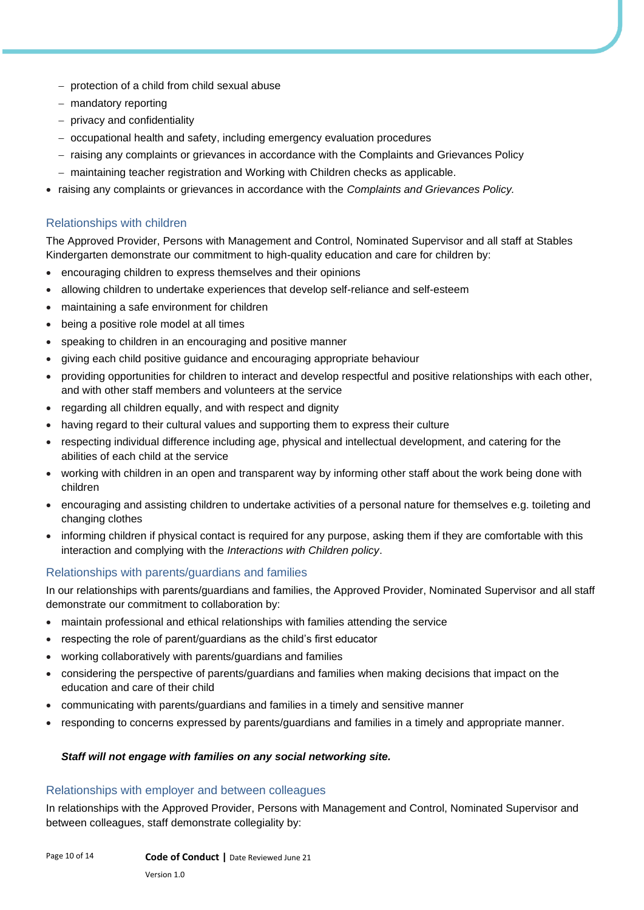- protection of a child from child sexual abuse
  - mandatory reporting
  - privacy and confidentiality
  - occupational health and safety, including emergency evaluation procedures
  - raising any complaints or grievances in accordance with the Complaints and Grievances Policy
  - maintaining teacher registration and Working with Children checks as applicable.
- raising any complaints or grievances in accordance with the *Complaints and Grievances Policy.*

### Relationships with children

The Approved Provider, Persons with Management and Control, Nominated Supervisor and all staff at Stables Kindergarten demonstrate our commitment to high-quality education and care for children by:

- encouraging children to express themselves and their opinions
- allowing children to undertake experiences that develop self-reliance and self-esteem
- maintaining a safe environment for children
- being a positive role model at all times
- speaking to children in an encouraging and positive manner
- giving each child positive guidance and encouraging appropriate behaviour
- providing opportunities for children to interact and develop respectful and positive relationships with each other, and with other staff members and volunteers at the service
- regarding all children equally, and with respect and dignity
- having regard to their cultural values and supporting them to express their culture
- respecting individual difference including age, physical and intellectual development, and catering for the abilities of each child at the service
- working with children in an open and transparent way by informing other staff about the work being done with children
- encouraging and assisting children to undertake activities of a personal nature for themselves e.g. toileting and changing clothes
- informing children if physical contact is required for any purpose, asking them if they are comfortable with this interaction and complying with the *Interactions with Children policy*.

### Relationships with parents/guardians and families

In our relationships with parents/guardians and families, the Approved Provider, Nominated Supervisor and all staff demonstrate our commitment to collaboration by:

- maintain professional and ethical relationships with families attending the service
- respecting the role of parent/guardians as the child's first educator
- working collaboratively with parents/guardians and families
- considering the perspective of parents/guardians and families when making decisions that impact on the education and care of their child
- communicating with parents/guardians and families in a timely and sensitive manner
- responding to concerns expressed by parents/guardians and families in a timely and appropriate manner.

***Staff will not engage with families on any social networking site.***

### Relationships with employer and between colleagues

In relationships with the Approved Provider, Persons with Management and Control, Nominated Supervisor and between colleagues, staff demonstrate collegiality by: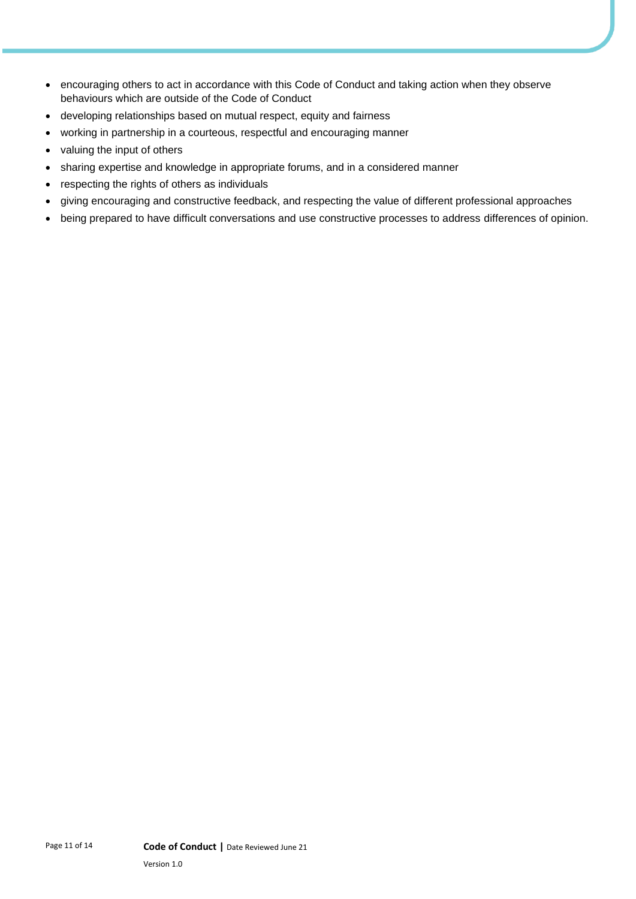- encouraging others to act in accordance with this Code of Conduct and taking action when they observe behaviours which are outside of the Code of Conduct
- developing relationships based on mutual respect, equity and fairness
- working in partnership in a courteous, respectful and encouraging manner
- valuing the input of others
- sharing expertise and knowledge in appropriate forums, and in a considered manner
- respecting the rights of others as individuals
- giving encouraging and constructive feedback, and respecting the value of different professional approaches
- being prepared to have difficult conversations and use constructive processes to address differences of opinion.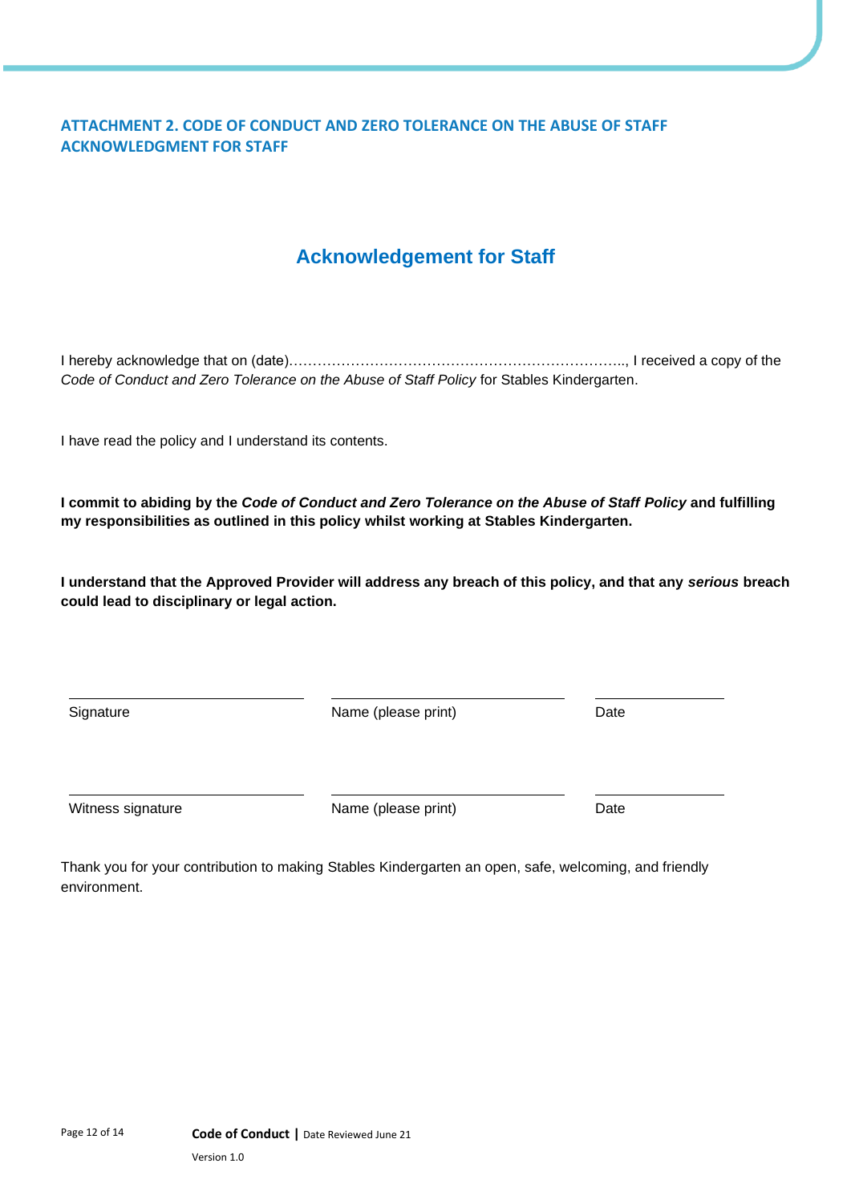## ATTACHMENT 2. CODE OF CONDUCT AND ZERO TOLERANCE ON THE ABUSE OF STAFF ACKNOWLEDGMENT FOR STAFF

# Acknowledgement for Staff

I hereby acknowledge that on (date)…………………………………………………………….., I received a copy of the *Code of Conduct and Zero Tolerance on the Abuse of Staff Policy* for Stables Kindergarten.

I have read the policy and I understand its contents.

**I commit to abiding by the *Code of Conduct and Zero Tolerance on the Abuse of Staff Policy* and fulfilling my responsibilities as outlined in this policy whilst working at Stables Kindergarten.**

**I understand that the Approved Provider will address any breach of this policy, and that any *serious* breach could lead to disciplinary or legal action.**

| ______________________ | ______________________ | ____________ |
|---|---|---|
| Signature | Name (please print) | Date |

| ______________________ | ______________________ | ____________ |
|---|---|---|
| Witness signature | Name (please print) | Date |

Thank you for your contribution to making Stables Kindergarten an open, safe, welcoming, and friendly environment.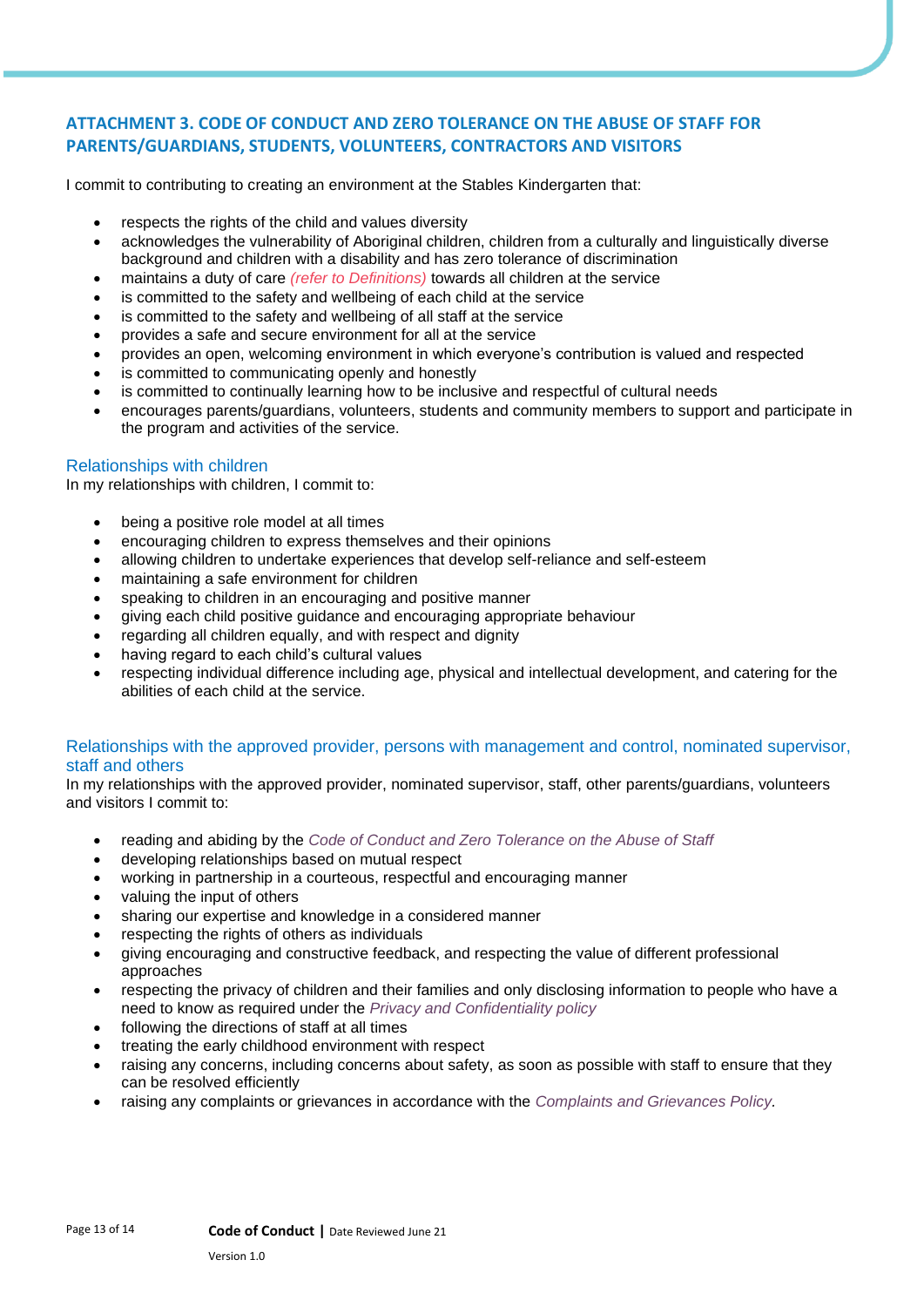## ATTACHMENT 3. CODE OF CONDUCT AND ZERO TOLERANCE ON THE ABUSE OF STAFF FOR PARENTS/GUARDIANS, STUDENTS, VOLUNTEERS, CONTRACTORS AND VISITORS

I commit to contributing to creating an environment at the Stables Kindergarten that:

- respects the rights of the child and values diversity
- acknowledges the vulnerability of Aboriginal children, children from a culturally and linguistically diverse background and children with a disability and has zero tolerance of discrimination
- maintains a duty of care *(refer to Definitions)* towards all children at the service
- is committed to the safety and wellbeing of each child at the service
- is committed to the safety and wellbeing of all staff at the service
- provides a safe and secure environment for all at the service
- provides an open, welcoming environment in which everyone's contribution is valued and respected
- is committed to communicating openly and honestly
- is committed to continually learning how to be inclusive and respectful of cultural needs
- encourages parents/guardians, volunteers, students and community members to support and participate in the program and activities of the service.

### Relationships with children

In my relationships with children, I commit to:

- being a positive role model at all times
- encouraging children to express themselves and their opinions
- allowing children to undertake experiences that develop self-reliance and self-esteem
- maintaining a safe environment for children
- speaking to children in an encouraging and positive manner
- giving each child positive guidance and encouraging appropriate behaviour
- regarding all children equally, and with respect and dignity
- having regard to each child's cultural values
- respecting individual difference including age, physical and intellectual development, and catering for the abilities of each child at the service.

### Relationships with the approved provider, persons with management and control, nominated supervisor, staff and others

In my relationships with the approved provider, nominated supervisor, staff, other parents/guardians, volunteers and visitors I commit to:

- reading and abiding by the *Code of Conduct and Zero Tolerance on the Abuse of Staff*
- developing relationships based on mutual respect
- working in partnership in a courteous, respectful and encouraging manner
- valuing the input of others
- sharing our expertise and knowledge in a considered manner
- respecting the rights of others as individuals
- giving encouraging and constructive feedback, and respecting the value of different professional approaches
- respecting the privacy of children and their families and only disclosing information to people who have a need to know as required under the *Privacy and Confidentiality policy*
- following the directions of staff at all times
- treating the early childhood environment with respect
- raising any concerns, including concerns about safety, as soon as possible with staff to ensure that they can be resolved efficiently
- raising any complaints or grievances in accordance with the *Complaints and Grievances Policy*.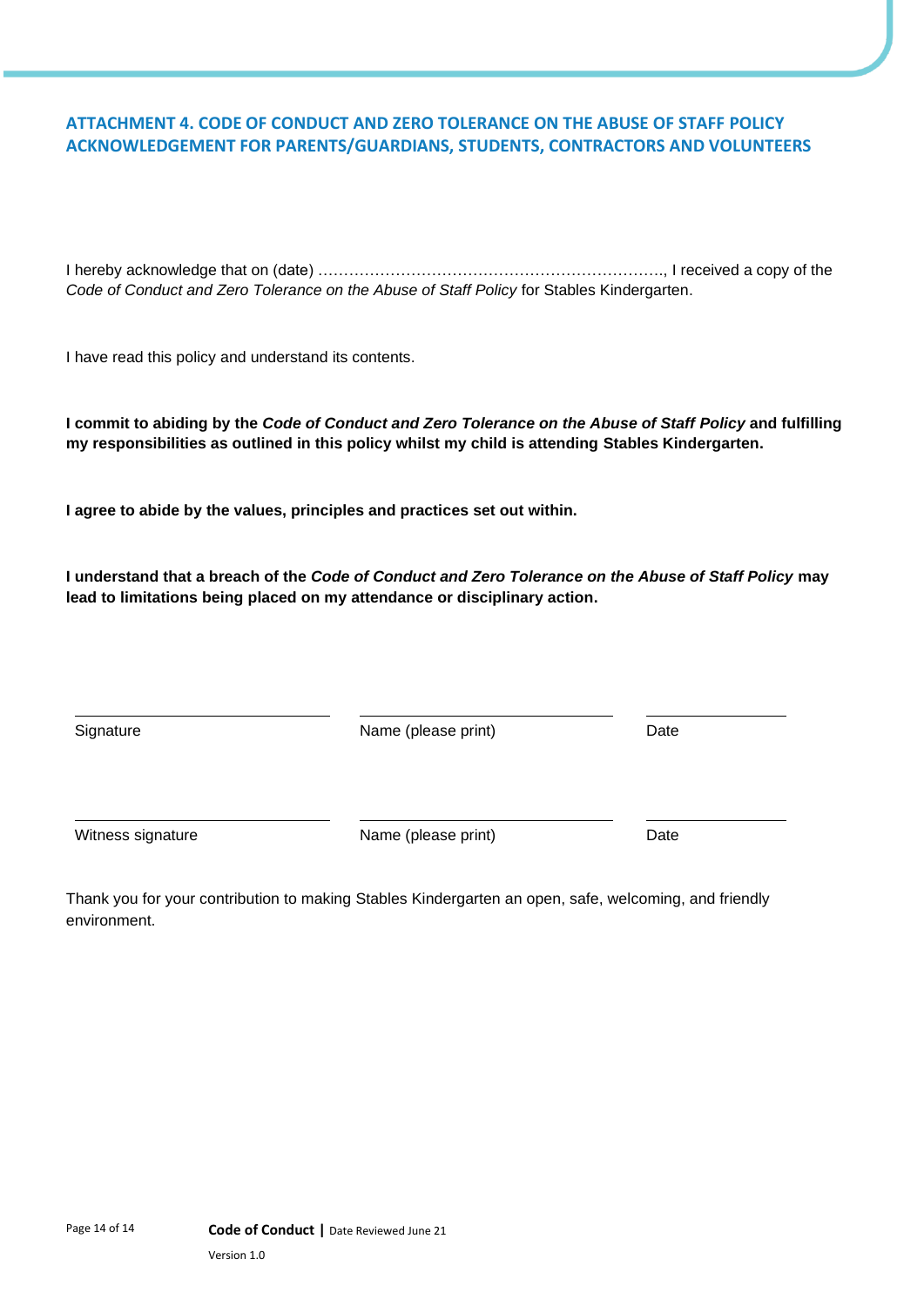## ATTACHMENT 4. CODE OF CONDUCT AND ZERO TOLERANCE ON THE ABUSE OF STAFF POLICY ACKNOWLEDGEMENT FOR PARENTS/GUARDIANS, STUDENTS, CONTRACTORS AND VOLUNTEERS

I hereby acknowledge that on (date) ………………………………………………………….., I received a copy of the *Code of Conduct and Zero Tolerance on the Abuse of Staff Policy* for Stables Kindergarten.

I have read this policy and understand its contents.

**I commit to abiding by the *Code of Conduct and Zero Tolerance on the Abuse of Staff Policy* and fulfilling my responsibilities as outlined in this policy whilst my child is attending Stables Kindergarten.**

**I agree to abide by the values, principles and practices set out within.**

**I understand that a breach of the *Code of Conduct and Zero Tolerance on the Abuse of Staff Policy* may lead to limitations being placed on my attendance or disciplinary action.**

| | | |
|---|---|---|
| Signature | Name (please print) | Date |
| Witness signature | Name (please print) | Date |

Thank you for your contribution to making Stables Kindergarten an open, safe, welcoming, and friendly environment.